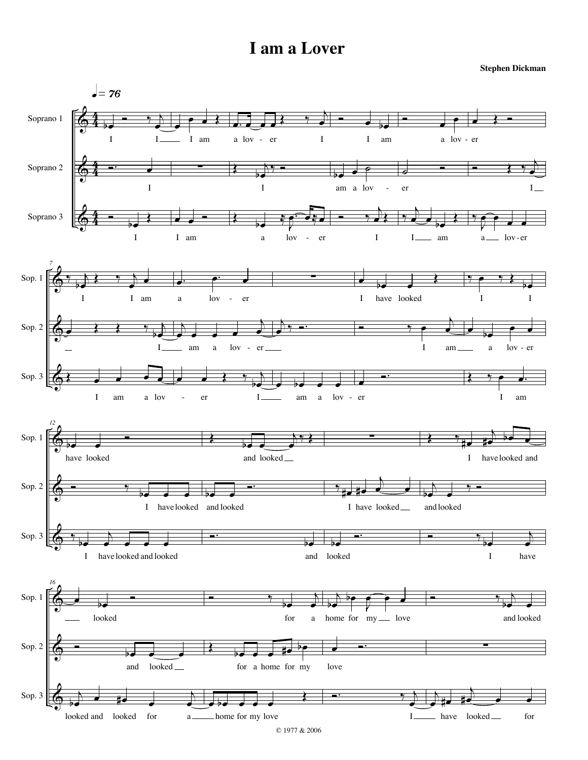# I am a Lover

**Stephen Dickman**

© 1977 & 2006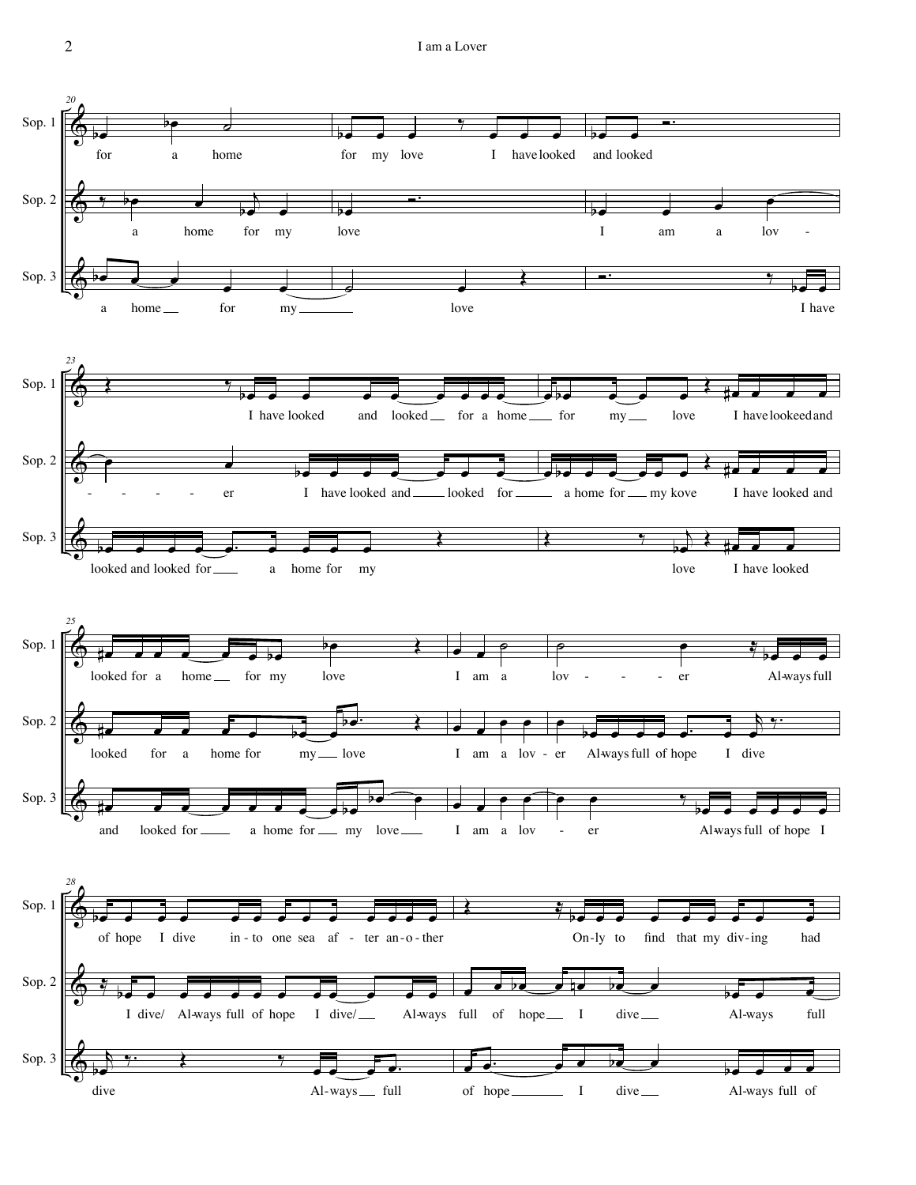**Sop. 1**
for a home for my love I have looked and looked

**Sop. 2**
a home for my love I am a lov -

**Sop. 3**
a home for my love I have

**Sop. 1**
I have looked and looked for a home for my love I have lookeed and

**Sop. 2**
- - - - - er I have looked and looked for a home for my kove I have looked and

**Sop. 3**
looked and looked for a home for my love I have looked

**Sop. 1**
looked for a home for my love I am a lov - - - - er Al-ways full

**Sop. 2**
looked for a home for my love I am a lov - er Al-ways full of hope I dive

**Sop. 3**
and looked for a home for my love I am a lov - er Al-ways full of hope I

**Sop. 1**
of hope I dive in - to one sea af - ter an - o - ther On-ly to find that my div-ing had

**Sop. 2**
I dive/ Al-ways full of hope I dive/ Al-ways full of hope I dive Al-ways full

**Sop. 3**
dive Al-ways full of hope I dive Al-ways full of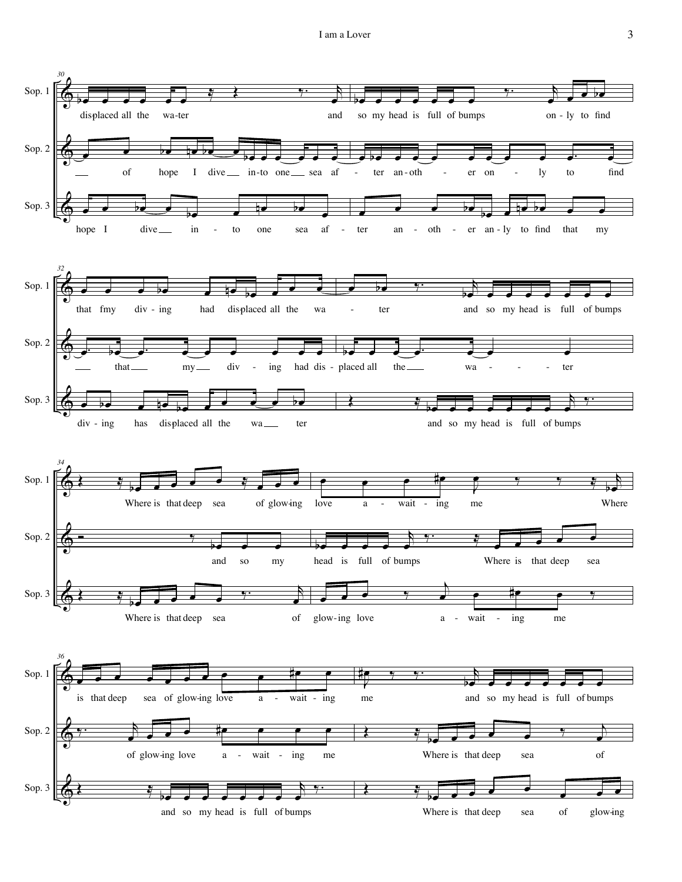**Sop. 1** (m. 30)
displaced all the wa-ter and so my head is full of bumps on - ly to find

**Sop. 2**
of hope I dive in-to one sea af - ter an-oth - er on - ly to find

**Sop. 3**
hope I dive in - to one sea af - ter an - oth - er an-ly to find that my

**Sop. 1** (m. 32)
that fmy div - ing had displaced all the wa - ter and so my head is full of bumps

**Sop. 2**
that my div - ing had dis - placed all the wa - ter

**Sop. 3**
div - ing has displaced all the wa ter and so my head is full of bumps

**Sop. 1** (m. 34)
Where is that deep sea of glow-ing love a - wait - ing me Where

**Sop. 2**
and so my head is full of bumps Where is that deep sea

**Sop. 3**
Where is that deep sea of glow-ing love a - wait - ing me

**Sop. 1** (m. 36)
is that deep sea of glow-ing love a - wait - ing me and so my head is full of bumps

**Sop. 2**
of glow-ing love a - wait - ing me Where is that deep sea of

**Sop. 3**
and so my head is full of bumps Where is that deep sea of glow-ing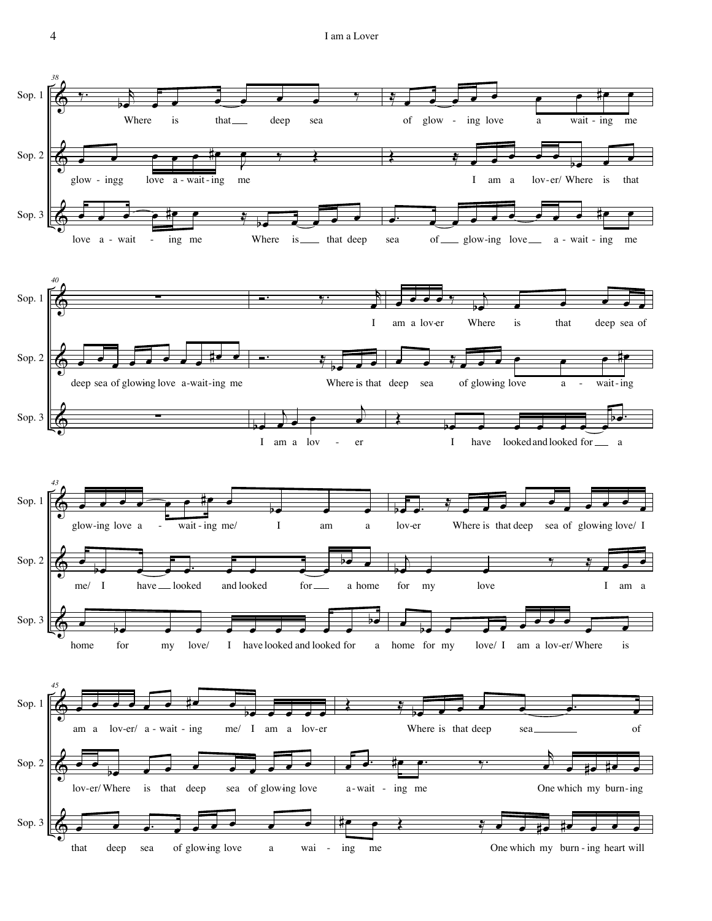**System 1 (m. 38)**

Sop. 1: Where is that___ deep sea of glow - ing love a wait - ing me

Sop. 2: glow - ingg love a - wait - ing me I am a lov - er/ Where is that

Sop. 3: love a - wait - ing me Where is___ that deep sea of___ glow - ing love___ a - wait - ing me

**System 2 (m. 40)**

Sop. 1: I am a lov - er Where is that deep sea of

Sop. 2: deep sea of glow - ing love a - wait - ing me Where is that deep sea of glow - ing love a - wait - ing

Sop. 3: I am a lov - er I have looked and looked for___ a

**System 3 (m. 43)**

Sop. 1: glow - ing love a - wait - ing me/ I am a lov - er Where is that deep sea of glow - ing love/ I

Sop. 2: me/ I have___ looked and looked for___ a home for my love I am a

Sop. 3: home for my love/ I have looked and looked for a home for my love/ I am a lov - er/ Where is

**System 4 (m. 45)**

Sop. 1: am a lov - er/ a - wait - ing me/ I am a lov - er Where is that deep sea___ of

Sop. 2: lov - er/ Where is that deep sea of glow - ing love a - wait - ing me One which my burn - ing

Sop. 3: that deep sea of glow - ing love a wai - ing me One which my burn - ing heart will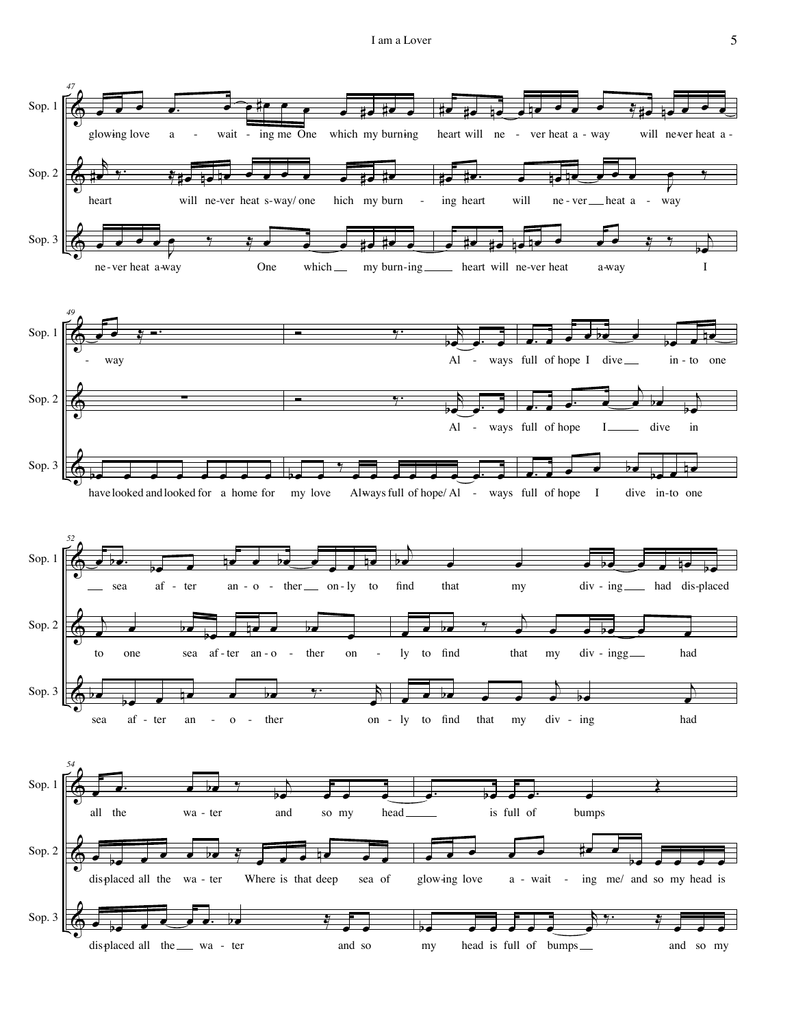**47**

Sop. 1: glowing love a - wait - ing me One which my burning heart will ne - ver heat a - way will never heat a -

Sop. 2: heart will never heat s-way/ one hich my burn - ing heart will ne - ver heat a - way

Sop. 3: ne - ver heat a-way One which my burn-ing heart will ne-ver heat a-way I

**49**

Sop. 1: - way Al - ways full of hope I dive in - to one

Sop. 2: Al - ways full of hope I dive in

Sop. 3: have looked and looked for a home for my love Always full of hope/ Al - ways full of hope I dive in-to one

**52**

Sop. 1: sea af - ter an - o - ther on - ly to find that my div - ing had dis-placed

Sop. 2: to one sea af - ter an - o - ther on - ly to find that my div - ingg had

Sop. 3: sea af - ter an - o - ther on - ly to find that my div - ing had

**54**

Sop. 1: all the wa - ter and so my head is full of bumps

Sop. 2: dis-placed all the wa - ter Where is that deep sea of glow-ing love a - wait - ing me/ and so my head is

Sop. 3: dis-placed all the wa - ter and so my head is full of bumps and so my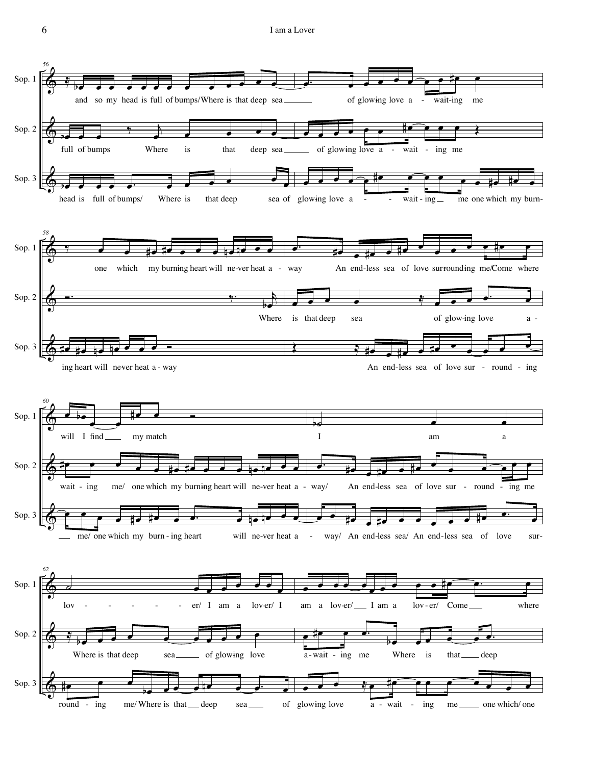56

Sop. 1: and so my head is full of bumps/ Where is that deep sea ___ of glow-ing love a - wait-ing me

Sop. 2: full of bumps Where is that deep sea ___ of glow-ing love a - wait - ing me

Sop. 3: head is full of bumps/ Where is that deep sea of glow-ing love a - - wait - ing ___ me one which my burn-

58

Sop. 1: one which my burn-ing heart will ne-ver heat a - way An end-less sea of love sur-round-ing me/Come where

Sop. 2: Where is that deep sea of glow-ing love a -

Sop. 3: ing heart will ne-ver heat a - way An end-less sea of love sur - round - ing

60

Sop. 1: will I find ___ my match I am a

Sop. 2: wait - ing me/ one which my burn-ing heart will ne-ver heat a - way/ An end-less sea of love sur - round - ing me

Sop. 3: ___ me/ one which my burn - ing heart will ne-ver heat a - way/ An end-less sea/ An end-less sea of love sur-

62

Sop. 1: lov - - - - - - er/ I am a lov-er/ I am a lov-er/ ___ I am a lov - er/ Come ___ where

Sop. 2: Where is that deep sea ___ of glow-ing love a-wait - ing me Where is that ___ deep

Sop. 3: round - ing me/ Where is that ___ deep sea ___ of glow-ing love a - wait - ing me ___ one which/ one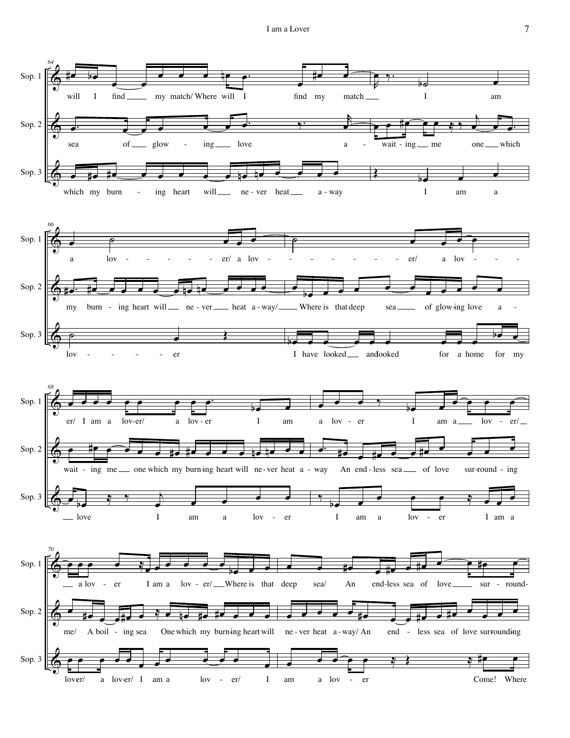**64**

Sop. 1: will I find ___ my match/ Where will I find my match ___ I am

Sop. 2: sea of ___ glow - ing ___ love a - wait - ing ___ me one ___ which

Sop. 3: which my burn - ing heart will ___ ne - ver heat ___ a - way I am a

**66**

Sop. 1: a lov - - - - - - er/ a lov - - - - - - - - er/ a lov - - -

Sop. 2: my burn - ing heart will ___ ne - ver ___ heat a - way/ ___ Where is that deep sea ___ of glow-ing love a -

Sop. 3: lov - - - - - er I have looked ___ and looked for a home for my

**68**

Sop. 1: er/ I am a lov-er/ a lov - er I am a lov - er I am a ___ lov - er/ ___

Sop. 2: wait - ing me ___ one which my burn-ing heart will ne - ver heat a - way An end - less sea ___ of love sur-round - ing

Sop. 3: ___ love I am a lov - er I am a lov - er I am a

**70**

Sop. 1: ___ a lov - er I am a lov - er/ ___ Where is that deep sea/ An end-less sea of love ___ sur - round-

Sop. 2: me/ A boil - ing sea One which my burn-ing heart will ne - ver heat a - way/ An end - less sea of love surround-ing

Sop. 3: lov-er/ a lov-er/ I am a lov - er/ I am a lov - er Come! Where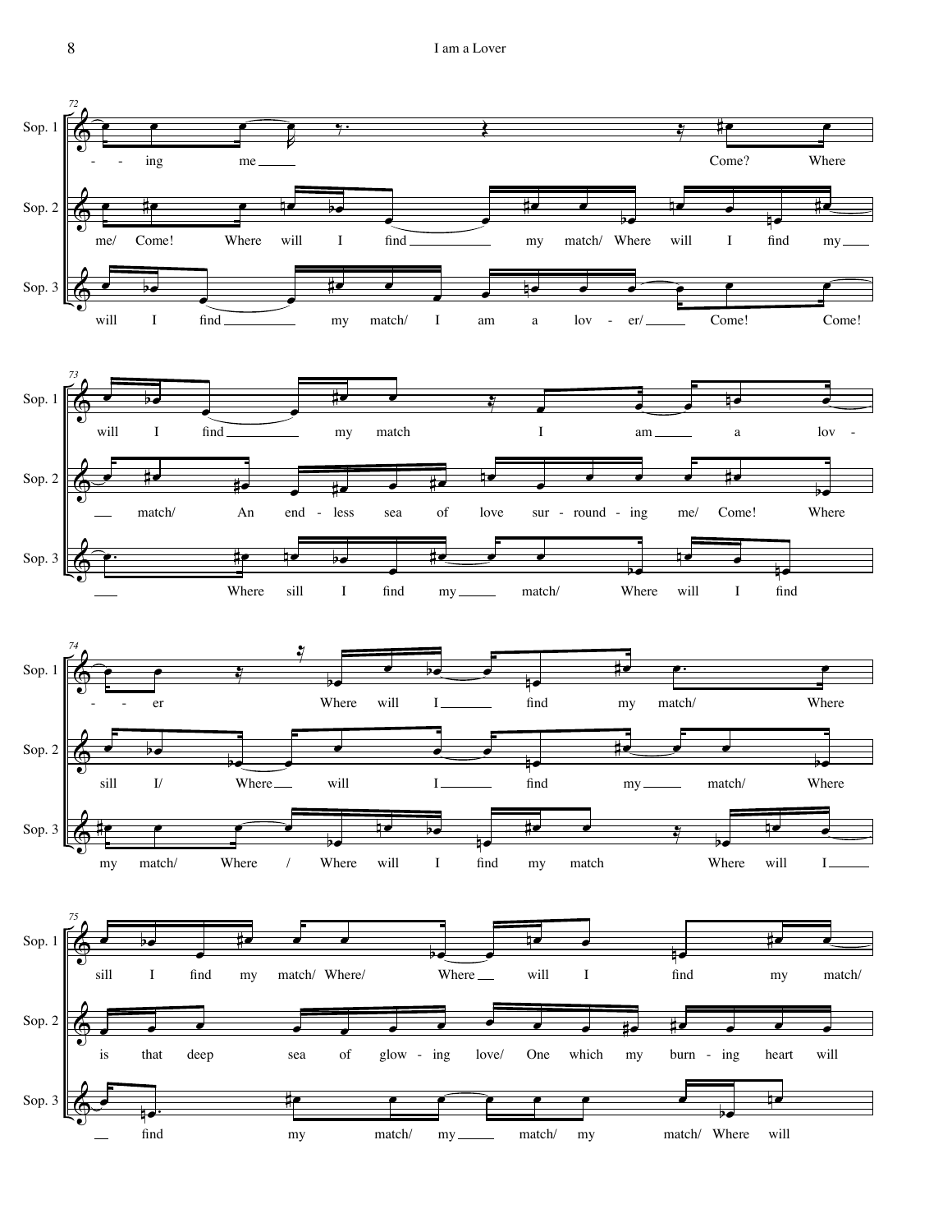**72**

Sop. 1: - - ing me ___ Come? Where

Sop. 2: me/ Come! Where will I find ___ my match/ Where will I find my ___

Sop. 3: will I find ___ my match/ I am a lov - er/ ___ Come! Come!

**73**

Sop. 1: will I find ___ my match I am ___ a lov -

Sop. 2: ___ match/ An end - less sea of love sur - round - ing me/ Come! Where

Sop. 3: ___ Where sill I find my ___ match/ Where will I find

**74**

Sop. 1: - - er Where will I ___ find my match/ Where

Sop. 2: sill I/ Where ___ will I ___ find my ___ match/ Where

Sop. 3: my match/ Where / Where will I find my match Where will I ___

**75**

Sop. 1: sill I find my match/ Where/ Where ___ will I find my match/

Sop. 2: is that deep sea of glow - ing love/ One which my burn - ing heart will

Sop. 3: ___ find my match/ my ___ match/ my match/ Where will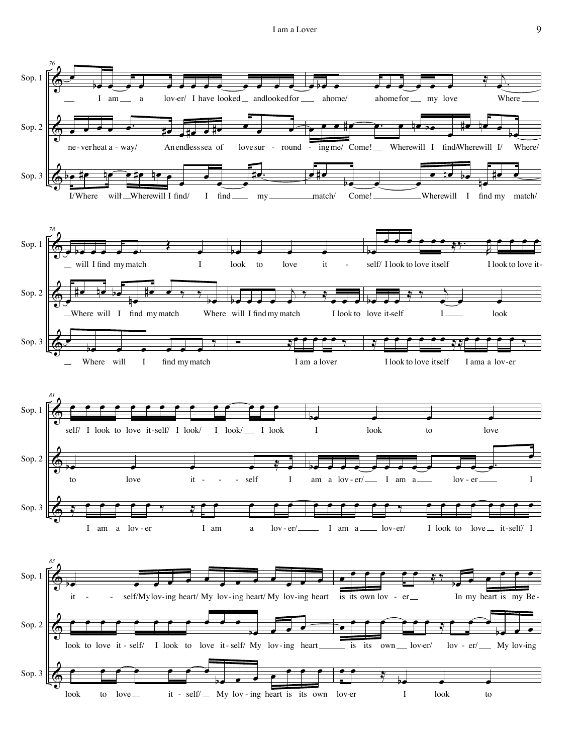**Measure 76**

Sop. 1: I am a lov-er/ I have looked and looked for a home/ a home for my love Where

Sop. 2: ne-ver heat a-way/ An endless sea of love sur-round-ing me/ Come! Where will I find/ Where will I/ Where/

Sop. 3: I/ Where will Where will I find/ I find my match/ Come! Where will I find my match/

**Measure 78**

Sop. 1: will I find my match I look to love it-self/ I look to love itself I look to love it-

Sop. 2: Where will I find my match Where will I find my match I look to love it-self I look

Sop. 3: Where will I find my match I am a lover I look to love itself I am a lov-er

**Measure 81**

Sop. 1: self/ I look to love it-self/ I look/ I look/ I look I look to love

Sop. 2: to love it-self I am a lov-er/ I am a lov-er I

Sop. 3: I am a lov-er I am a lov-er/ I am a lov-er/ I look to love it-self/ I

**Measure 83**

Sop. 1: it-self/ My lov-ing heart/ My lov-ing heart/ My lov-ing heart is its own lov-er In my heart is my Be-

Sop. 2: look to love it-self/ I look to love it-self/ My lov-ing heart is its own lov-er/ lov-er/ My lov-ing

Sop. 3: look to love it-self/ My lov-ing heart is its own lov-er I look to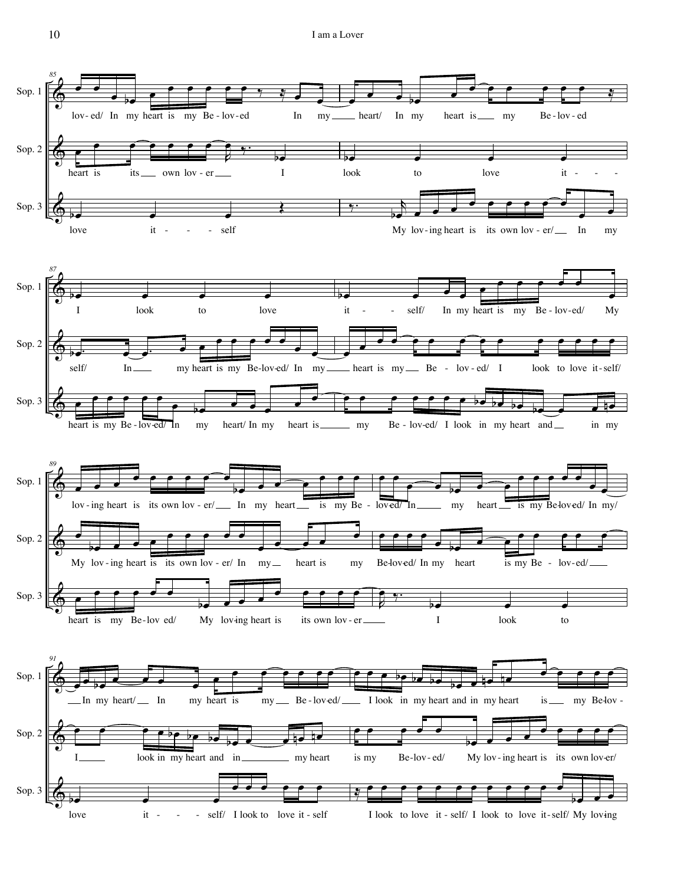**85**

Sop. 1: lov- ed/ In my heart is my Be - lov - ed In my ___ heart/ In my heart is ___ my Be - lov - ed

Sop. 2: heart is its ___ own lov - er ___ I look to love it - - -

Sop. 3: love it - - - self My lov - ing heart is its own lov - er/ ___ In my

**87**

Sop. 1: I look to love it - - self/ In my heart is my Be - lov - ed/ My

Sop. 2: self/ In ___ my heart is my Be - lov - ed/ In my ___ heart is my ___ Be - lov - ed/ I look to love it - self/

Sop. 3: heart is my Be - lov - ed/ In my heart/ In my heart is ___ my Be - lov - ed/ I look in my heart and ___ in my

**89**

Sop. 1: lov - ing heart is its own lov - er/ ___ In my heart ___ is my Be - lov - ed/ In ___ my heart ___ is my Be - lov - ed/ In my/

Sop. 2: My lov - ing heart is its own lov - er/ In my ___ heart is my Be - lov - ed/ In my heart is my Be - lov - ed/ ___

Sop. 3: heart is my Be - lov ed/ My lov - ing heart is its own lov - er ___ I look to

**91**

Sop. 1: ___ In my heart/ ___ In my heart is my ___ Be - lov - ed/ ___ I look in my heart and in my heart is ___ my Be - lov -

Sop. 2: I ___ look in my heart and in ___ my heart is my Be - lov - ed/ My lov - ing heart is its own lov - er/

Sop. 3: love it - - - self/ I look to love it - self I look to love it - self/ I look to love it - self/ My lov - ing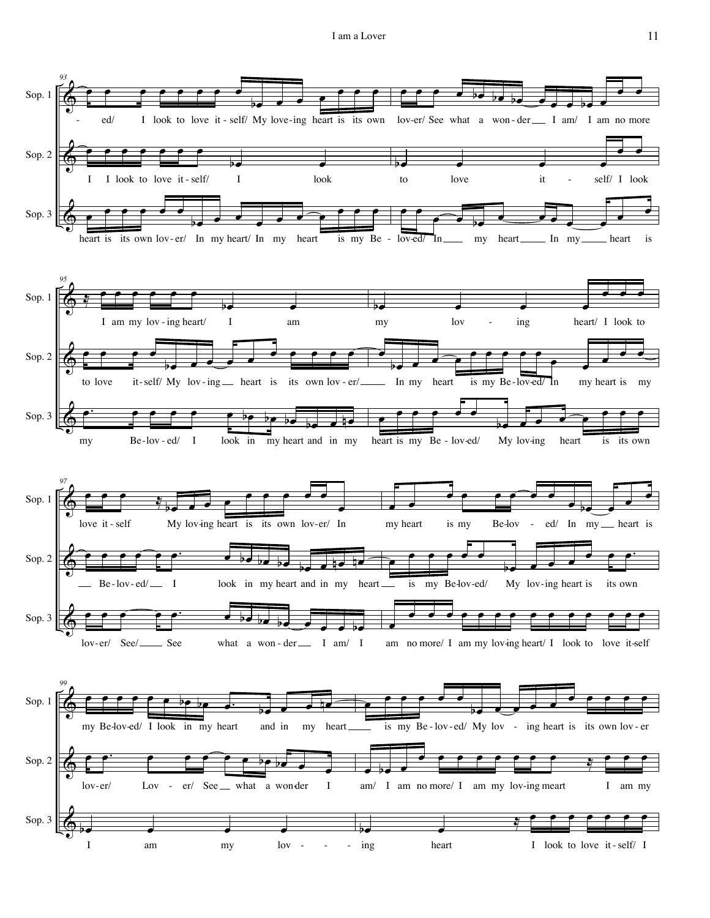**System 1 (m. 93)**

Sop. 1: - ed/ I look to love it - self/ My love - ing heart is its own lov - er/ See what a won - der I am/ I am no more

Sop. 2: I I look to love it - self/ I look to love it - self/ I look

Sop. 3: heart is its own lov - er/ In my heart/ In my heart is my Be - lov-ed/ In my heart In my heart is

**System 2 (m. 95)**

Sop. 1: I am my lov - ing heart/ I am my lov - ing heart/ I look to

Sop. 2: to love it - self/ My lov - ing heart is its own lov - er/ In my heart is my Be-lov-ed/ In my heart is my

Sop. 3: my Be - lov - ed/ I look in my heart and in my heart is my Be - lov-ed/ My lov-ing heart is its own

**System 3 (m. 97)**

Sop. 1: love it - self My lov-ing heart is its own lov - er/ In my heart is my Be-lov - ed/ In my heart is

Sop. 2: Be - lov - ed/ I look in my heart and in my heart is my Be-lov-ed/ My lov - ing heart is its own

Sop. 3: lov - er/ See/ See what a won - der I am/ I am no more/ I am my lov-ing heart/ I look to love it-self

**System 4 (m. 99)**

Sop. 1: my Be-lov-ed/ I look in my heart and in my heart is my Be - lov - ed/ My lov - ing heart is its own lov - er

Sop. 2: lov - er/ Lov - er/ See what a won-der I am/ I am no more/ I am my lov-ing meart I am my

Sop. 3: I am my lov - - - ing heart I look to love it - self/ I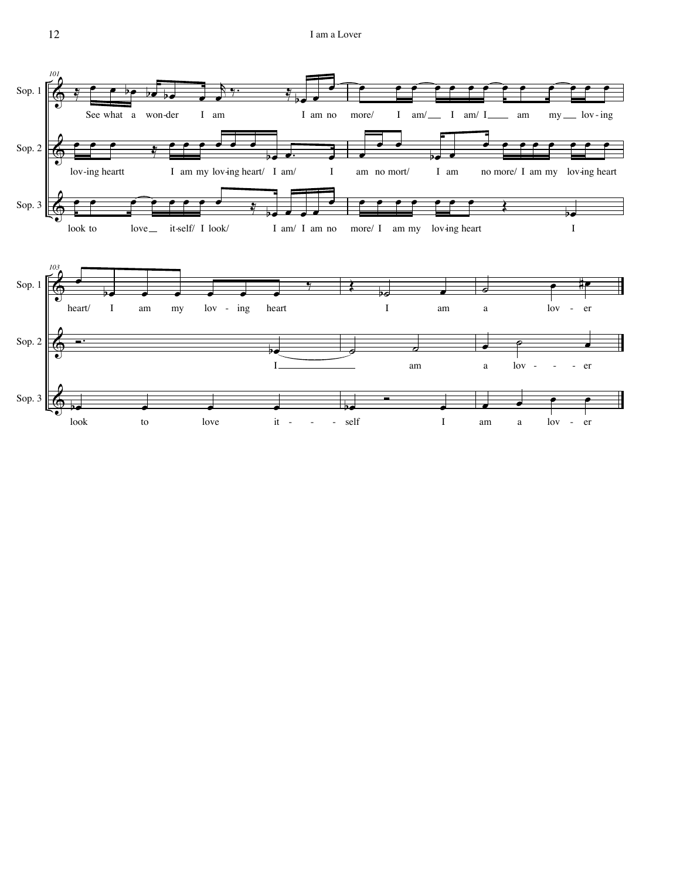Sop. 1

See what a won-der I am I am no more/ I am/ I am/ I am my lov-ing

heart/ I am my lov - ing heart I am a lov - er

Sop. 2

lov-ing heartt I am my lov-ing heart/ I am/ I am no mort/ I am no more/ I am my lov-ing heart

I am a lov - - - er

Sop. 3

look to love it-self/ I look/ I am/ I am no more/ I am my lov-ing heart I

look to love it - - - self I am a lov - er